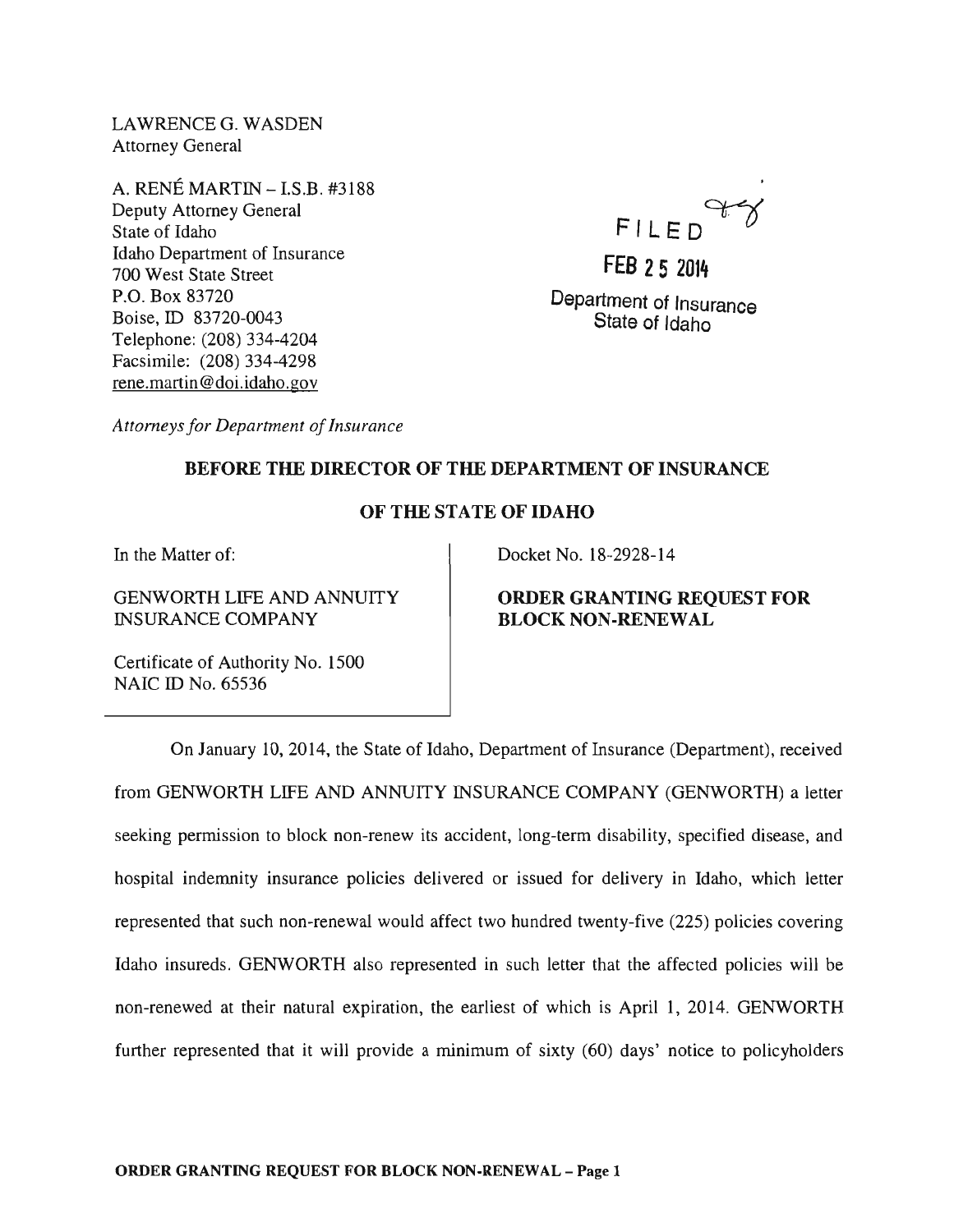LAWRENCE G. WASDEN
Attorney General

A. RENÉ MARTIN – I.S.B. #3188
Deputy Attorney General
State of Idaho
Idaho Department of Insurance
700 West State Street
P.O. Box 83720
Boise, ID 83720-0043
Telephone: (208) 334-4204
Facsimile: (208) 334-4298
rene.martin@doi.idaho.gov

FILED

FEB 25 2014

Department of Insurance
State of Idaho

*Attorneys for Department of Insurance*

**BEFORE THE DIRECTOR OF THE DEPARTMENT OF INSURANCE**

**OF THE STATE OF IDAHO**

In the Matter of:

GENWORTH LIFE AND ANNUITY INSURANCE COMPANY

Certificate of Authority No. 1500
NAIC ID No. 65536

Docket No. 18-2928-14

**ORDER GRANTING REQUEST FOR BLOCK NON-RENEWAL**

On January 10, 2014, the State of Idaho, Department of Insurance (Department), received from GENWORTH LIFE AND ANNUITY INSURANCE COMPANY (GENWORTH) a letter seeking permission to block non-renew its accident, long-term disability, specified disease, and hospital indemnity insurance policies delivered or issued for delivery in Idaho, which letter represented that such non-renewal would affect two hundred twenty-five (225) policies covering Idaho insureds. GENWORTH also represented in such letter that the affected policies will be non-renewed at their natural expiration, the earliest of which is April 1, 2014. GENWORTH further represented that it will provide a minimum of sixty (60) days' notice to policyholders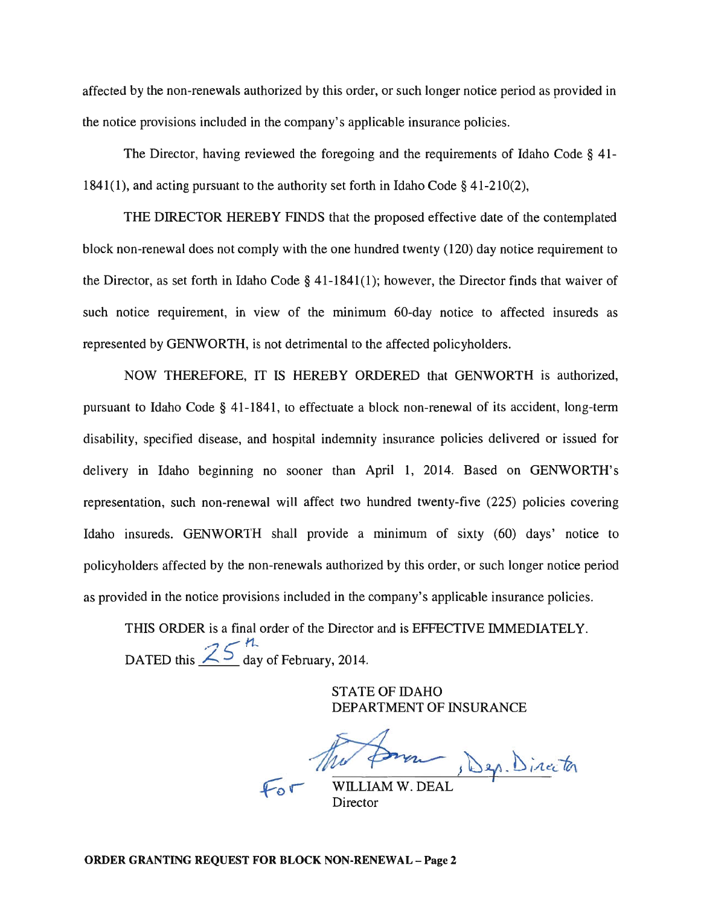affected by the non-renewals authorized by this order, or such longer notice period as provided in the notice provisions included in the company's applicable insurance policies.

The Director, having reviewed the foregoing and the requirements of Idaho Code § 41-1841(1), and acting pursuant to the authority set forth in Idaho Code § 41-210(2),

THE DIRECTOR HEREBY FINDS that the proposed effective date of the contemplated block non-renewal does not comply with the one hundred twenty (120) day notice requirement to the Director, as set forth in Idaho Code § 41-1841(1); however, the Director finds that waiver of such notice requirement, in view of the minimum 60-day notice to affected insureds as represented by GENWORTH, is not detrimental to the affected policyholders.

NOW THEREFORE, IT IS HEREBY ORDERED that GENWORTH is authorized, pursuant to Idaho Code § 41-1841, to effectuate a block non-renewal of its accident, long-term disability, specified disease, and hospital indemnity insurance policies delivered or issued for delivery in Idaho beginning no sooner than April 1, 2014. Based on GENWORTH's representation, such non-renewal will affect two hundred twenty-five (225) policies covering Idaho insureds. GENWORTH shall provide a minimum of sixty (60) days' notice to policyholders affected by the non-renewals authorized by this order, or such longer notice period as provided in the notice provisions included in the company's applicable insurance policies.

THIS ORDER is a final order of the Director and is EFFECTIVE IMMEDIATELY.

DATED this 25th day of February, 2014.

STATE OF IDAHO
DEPARTMENT OF INSURANCE

[Signature], Dep. Director

For WILLIAM W. DEAL
Director

**ORDER GRANTING REQUEST FOR BLOCK NON-RENEWAL – Page 2**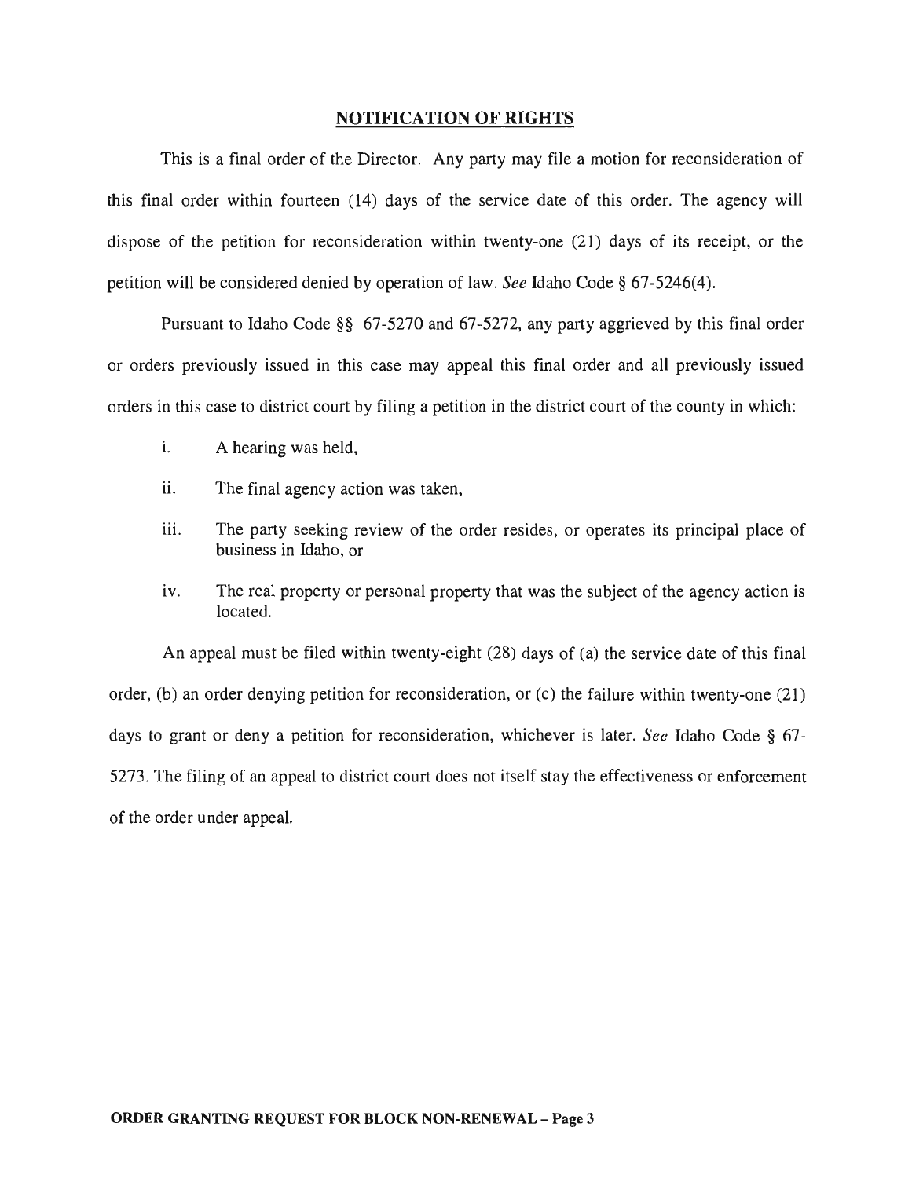## NOTIFICATION OF RIGHTS

This is a final order of the Director. Any party may file a motion for reconsideration of this final order within fourteen (14) days of the service date of this order. The agency will dispose of the petition for reconsideration within twenty-one (21) days of its receipt, or the petition will be considered denied by operation of law. *See* Idaho Code § 67-5246(4).

Pursuant to Idaho Code §§ 67-5270 and 67-5272, any party aggrieved by this final order or orders previously issued in this case may appeal this final order and all previously issued orders in this case to district court by filing a petition in the district court of the county in which:

i. A hearing was held,

ii. The final agency action was taken,

iii. The party seeking review of the order resides, or operates its principal place of business in Idaho, or

iv. The real property or personal property that was the subject of the agency action is located.

An appeal must be filed within twenty-eight (28) days of (a) the service date of this final order, (b) an order denying petition for reconsideration, or (c) the failure within twenty-one (21) days to grant or deny a petition for reconsideration, whichever is later. *See* Idaho Code § 67-5273. The filing of an appeal to district court does not itself stay the effectiveness or enforcement of the order under appeal.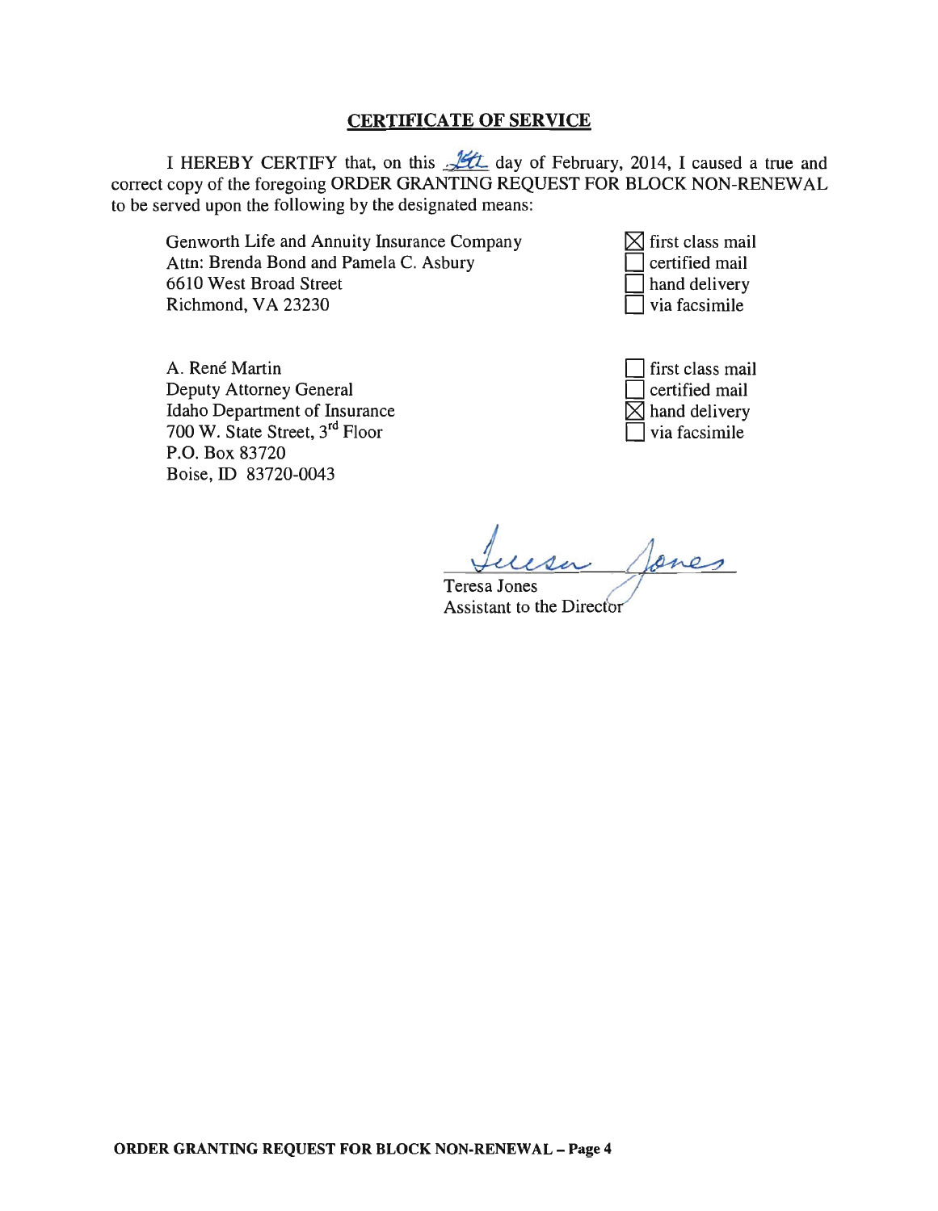## CERTIFICATE OF SERVICE

I HEREBY CERTIFY that, on this 14th day of February, 2014, I caused a true and correct copy of the foregoing ORDER GRANTING REQUEST FOR BLOCK NON-RENEWAL to be served upon the following by the designated means:

| | |
|---|---|
| Genworth Life and Annuity Insurance Company<br>Attn: Brenda Bond and Pamela C. Asbury<br>6610 West Broad Street<br>Richmond, VA 23230 | ☒ first class mail<br>☐ certified mail<br>☐ hand delivery<br>☐ via facsimile |
| A. René Martin<br>Deputy Attorney General<br>Idaho Department of Insurance<br>700 W. State Street, 3rd Floor<br>P.O. Box 83720<br>Boise, ID 83720-0043 | ☐ first class mail<br>☐ certified mail<br>☒ hand delivery<br>☐ via facsimile |

Teresa Jones
Teresa Jones
Assistant to the Director

**ORDER GRANTING REQUEST FOR BLOCK NON-RENEWAL – Page 4**